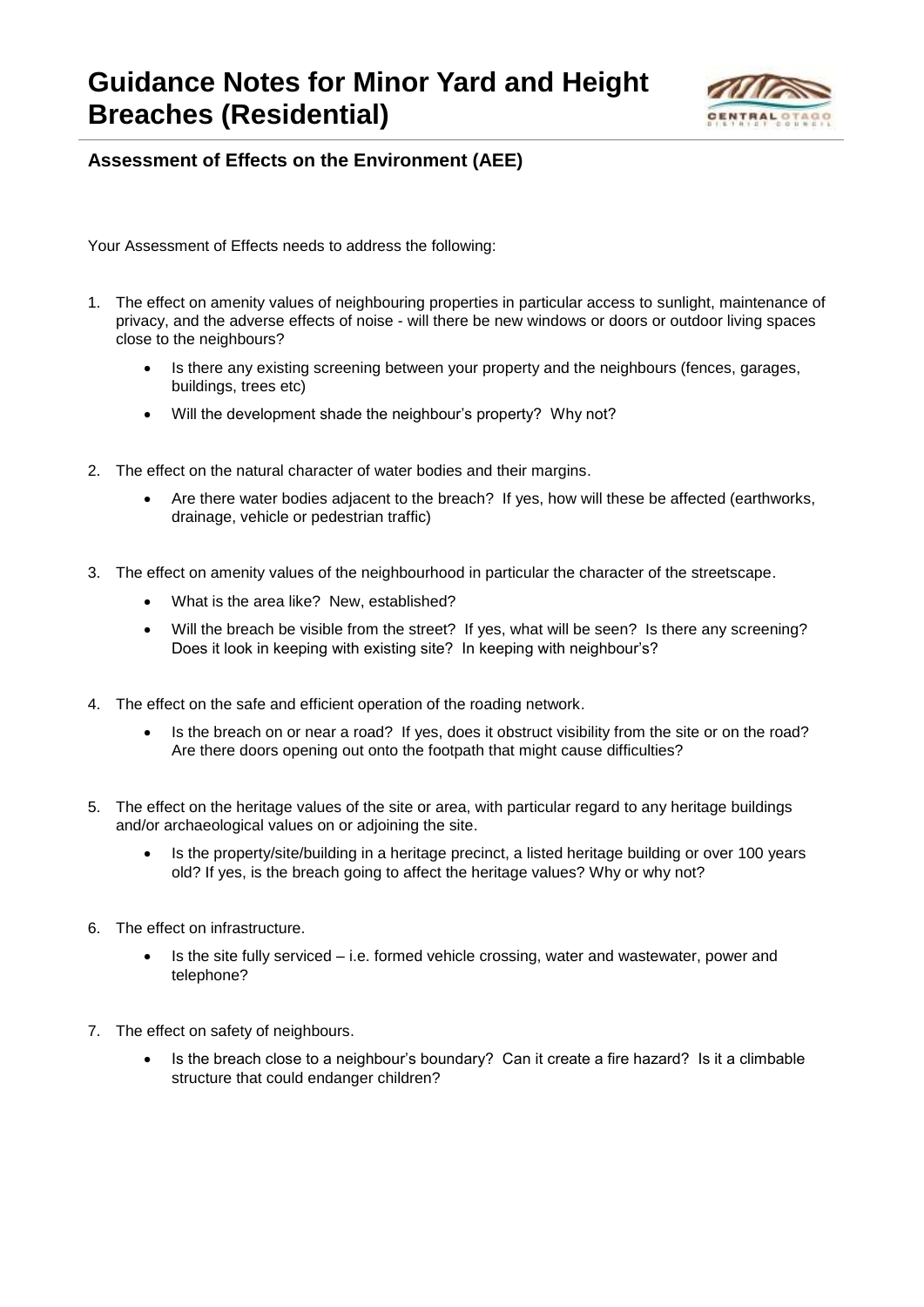# Guidance Notes for Minor Yard and Height Breaches (Residential)

## Assessment of Effects on the Environment (AEE)

Your Assessment of Effects needs to address the following:

1. The effect on amenity values of neighbouring properties in particular access to sunlight, maintenance of privacy, and the adverse effects of noise - will there be new windows or doors or outdoor living spaces close to the neighbours?
   - Is there any existing screening between your property and the neighbours (fences, garages, buildings, trees etc)
   - Will the development shade the neighbour's property? Why not?

2. The effect on the natural character of water bodies and their margins.
   - Are there water bodies adjacent to the breach? If yes, how will these be affected (earthworks, drainage, vehicle or pedestrian traffic)

3. The effect on amenity values of the neighbourhood in particular the character of the streetscape.
   - What is the area like? New, established?
   - Will the breach be visible from the street? If yes, what will be seen? Is there any screening? Does it look in keeping with existing site? In keeping with neighbour's?

4. The effect on the safe and efficient operation of the roading network.
   - Is the breach on or near a road? If yes, does it obstruct visibility from the site or on the road? Are there doors opening out onto the footpath that might cause difficulties?

5. The effect on the heritage values of the site or area, with particular regard to any heritage buildings and/or archaeological values on or adjoining the site.
   - Is the property/site/building in a heritage precinct, a listed heritage building or over 100 years old? If yes, is the breach going to affect the heritage values? Why or why not?

6. The effect on infrastructure.
   - Is the site fully serviced – i.e. formed vehicle crossing, water and wastewater, power and telephone?

7. The effect on safety of neighbours.
   - Is the breach close to a neighbour's boundary? Can it create a fire hazard? Is it a climbable structure that could endanger children?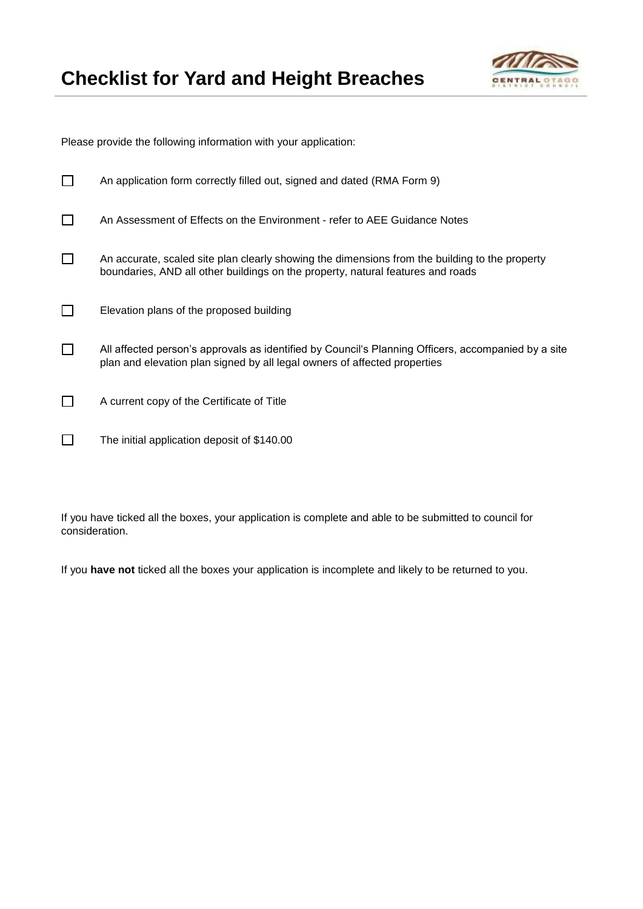# Checklist for Yard and Height Breaches

Please provide the following information with your application:

- ☐ An application form correctly filled out, signed and dated (RMA Form 9)
- ☐ An Assessment of Effects on the Environment - refer to AEE Guidance Notes
- ☐ An accurate, scaled site plan clearly showing the dimensions from the building to the property boundaries, AND all other buildings on the property, natural features and roads
- ☐ Elevation plans of the proposed building
- ☐ All affected person's approvals as identified by Council's Planning Officers, accompanied by a site plan and elevation plan signed by all legal owners of affected properties
- ☐ A current copy of the Certificate of Title
- ☐ The initial application deposit of $140.00

If you have ticked all the boxes, your application is complete and able to be submitted to council for consideration.

If you **have not** ticked all the boxes your application is incomplete and likely to be returned to you.